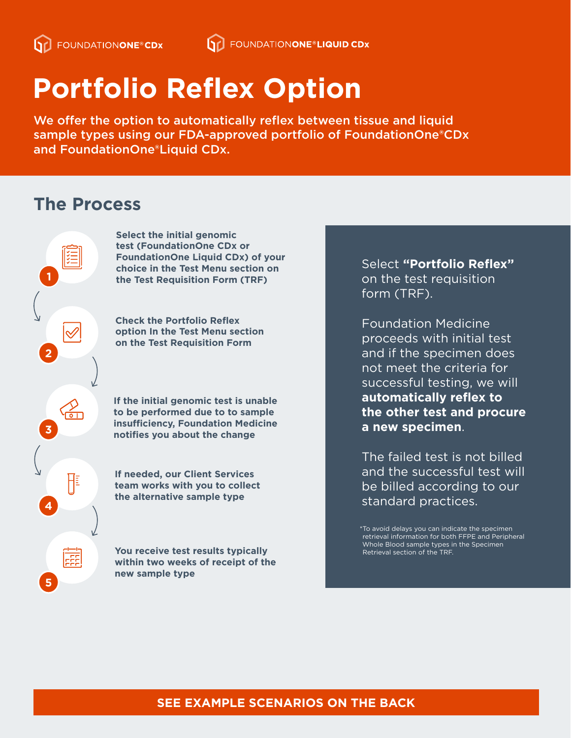FOUNDATIONONE®CDx FOUNDATIONONE®LIQUID CDx

# Portfolio Reflex Option

We offer the option to automatically reflex between tissue and liquid sample types using our FDA-approved portfolio of FoundationOne®CDx and FoundationOne®Liquid CDx.

## The Process

1. **Select the initial genomic test (FoundationOne CDx or FoundationOne Liquid CDx) of your choice in the Test Menu section on the Test Requisition Form (TRF)**
2. **Check the Portfolio Reflex option In the Test Menu section on the Test Requisition Form**
3. **If the initial genomic test is unable to be performed due to to sample insufficiency, Foundation Medicine notifies you about the change**
4. **If needed, our Client Services team works with you to collect the alternative sample type**
5. **You receive test results typically within two weeks of receipt of the new sample type**

Select **"Portfolio Reflex"** on the test requisition form (TRF).

Foundation Medicine proceeds with initial test and if the specimen does not meet the criteria for successful testing, we will **automatically reflex to the other test and procure a new specimen**.

The failed test is not billed and the successful test will be billed according to our standard practices.

*To avoid delays you can indicate the specimen retrieval information for both FFPE and Peripheral Whole Blood sample types in the Specimen Retrieval section of the TRF.

**SEE EXAMPLE SCENARIOS ON THE BACK**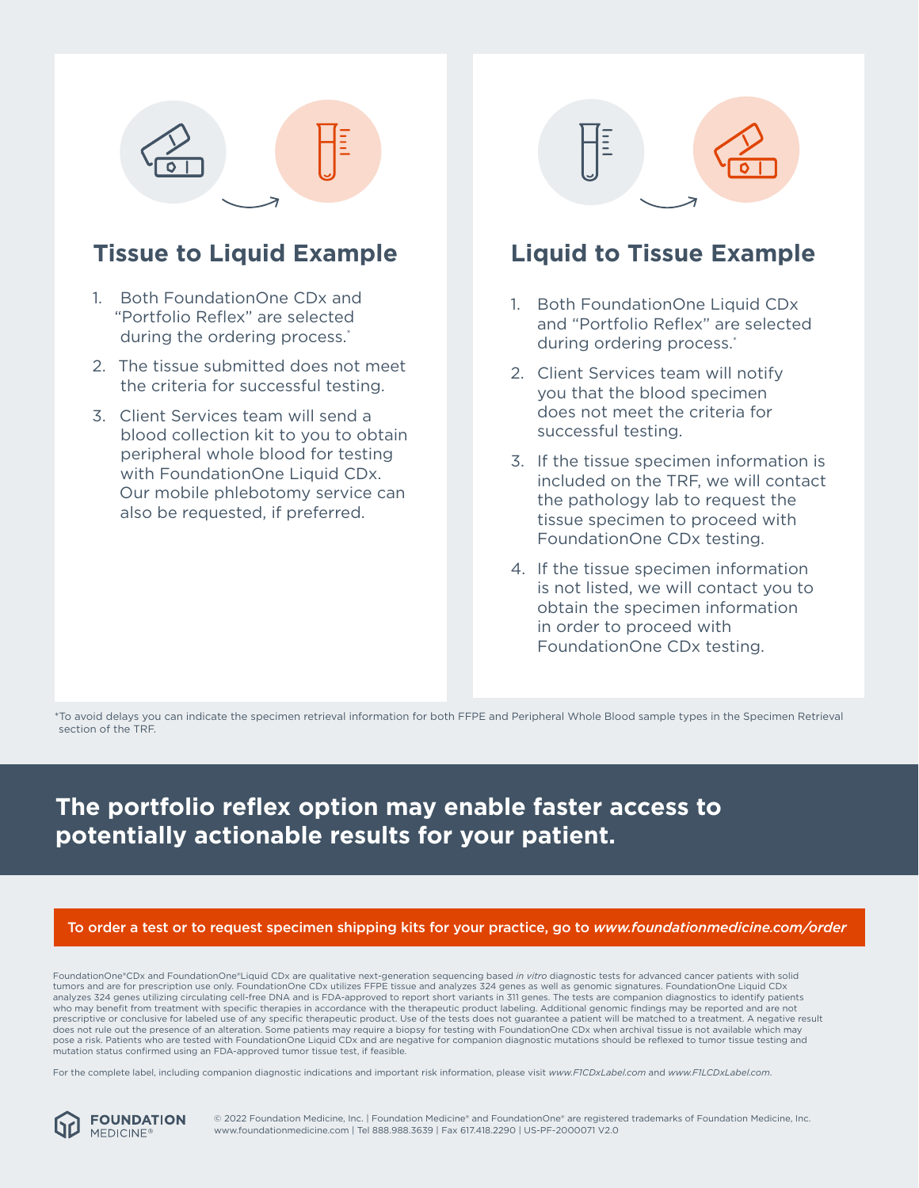## Tissue to Liquid Example

1. Both FoundationOne CDx and “Portfolio Reflex” are selected during the ordering process.*
2. The tissue submitted does not meet the criteria for successful testing.
3. Client Services team will send a blood collection kit to you to obtain peripheral whole blood for testing with FoundationOne Liquid CDx. Our mobile phlebotomy service can also be requested, if preferred.

## Liquid to Tissue Example

1. Both FoundationOne Liquid CDx and “Portfolio Reflex” are selected during ordering process.*
2. Client Services team will notify you that the blood specimen does not meet the criteria for successful testing.
3. If the tissue specimen information is included on the TRF, we will contact the pathology lab to request the tissue specimen to proceed with FoundationOne CDx testing.
4. If the tissue specimen information is not listed, we will contact you to obtain the specimen information in order to proceed with FoundationOne CDx testing.

*To avoid delays you can indicate the specimen retrieval information for both FFPE and Peripheral Whole Blood sample types in the Specimen Retrieval section of the TRF.

## The portfolio reflex option may enable faster access to potentially actionable results for your patient.

**To order a test or to request specimen shipping kits for your practice, go to *www.foundationmedicine.com/order***

FoundationOne®CDx and FoundationOne®Liquid CDx are qualitative next-generation sequencing based *in vitro* diagnostic tests for advanced cancer patients with solid tumors and are for prescription use only. FoundationOne CDx utilizes FFPE tissue and analyzes 324 genes as well as genomic signatures. FoundationOne Liquid CDx analyzes 324 genes utilizing circulating cell-free DNA and is FDA-approved to report short variants in 311 genes. The tests are companion diagnostics to identify patients who may benefit from treatment with specific therapies in accordance with the therapeutic product labeling. Additional genomic findings may be reported and are not prescriptive or conclusive for labeled use of any specific therapeutic product. Use of the tests does not guarantee a patient will be matched to a treatment. A negative result does not rule out the presence of an alteration. Some patients may require a biopsy for testing with FoundationOne CDx when archival tissue is not available which may pose a risk. Patients who are tested with FoundationOne Liquid CDx and are negative for companion diagnostic mutations should be reflexed to tumor tissue testing and mutation status confirmed using an FDA-approved tumor tissue test, if feasible.

For the complete label, including companion diagnostic indications and important risk information, please visit *www.F1CDxLabel.com* and *www.F1LCDxLabel.com*.

FOUNDATION MEDICINE®

© 2022 Foundation Medicine, Inc. | Foundation Medicine® and FoundationOne® are registered trademarks of Foundation Medicine, Inc.
www.foundationmedicine.com | Tel 888.988.3639 | Fax 617.418.2290 | US-PF-2000071 V2.0